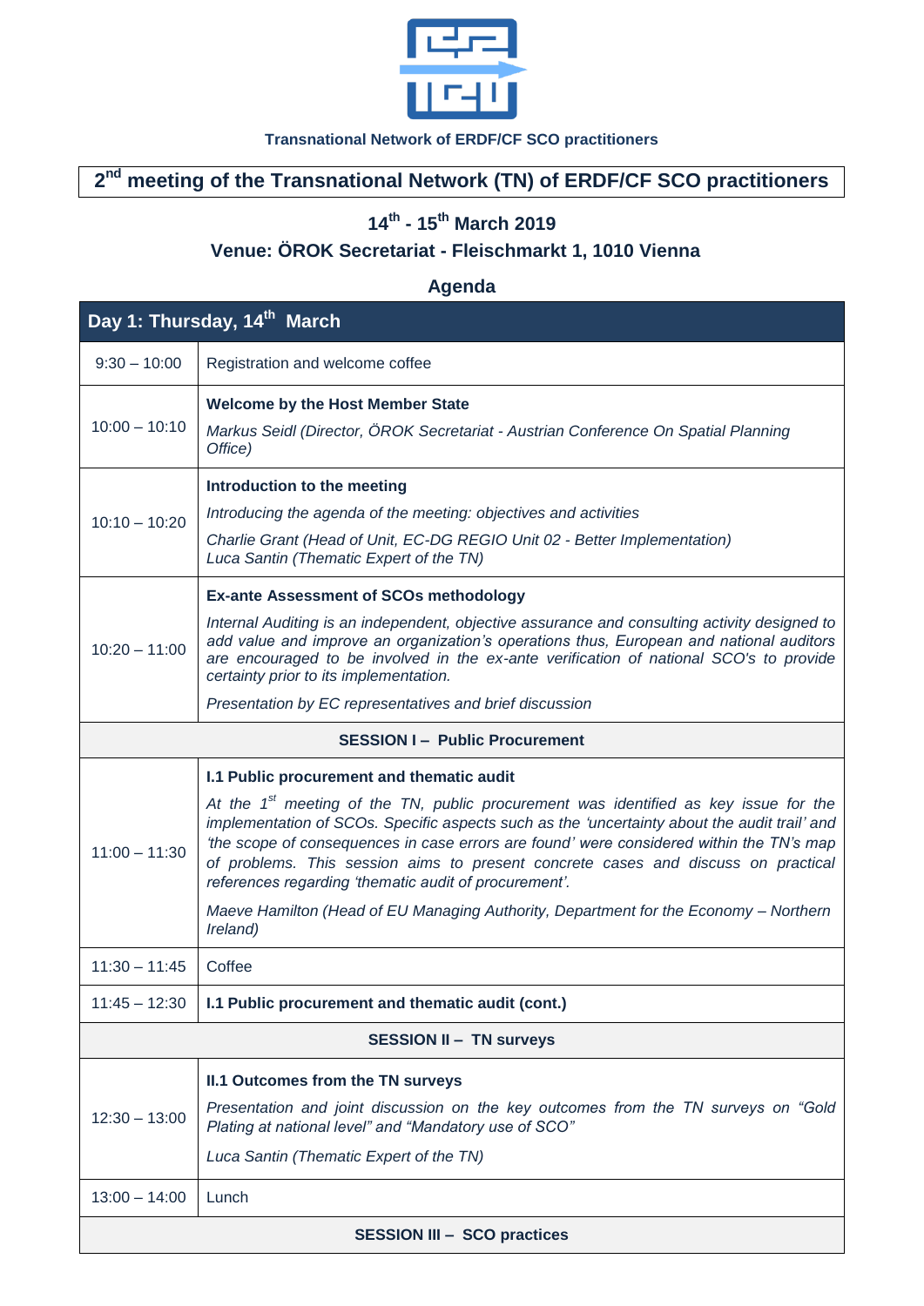**Transnational Network of ERDF/CF SCO practitioners**

# 2nd meeting of the Transnational Network (TN) of ERDF/CF SCO practitioners

## 14th - 15th March 2019

## Venue: ÖROK Secretariat - Fleischmarkt 1, 1010 Vienna

### Agenda

| Day 1: Thursday, 14th March | |
|---|---|
| 9:30 – 10:00 | Registration and welcome coffee |
| 10:00 – 10:10 | **Welcome by the Host Member State**<br>*Markus Seidl (Director, ÖROK Secretariat - Austrian Conference On Spatial Planning Office)* |
| 10:10 – 10:20 | **Introduction to the meeting**<br>*Introducing the agenda of the meeting: objectives and activities*<br>*Charlie Grant (Head of Unit, EC-DG REGIO Unit 02 - Better Implementation)*<br>*Luca Santin (Thematic Expert of the TN)* |
| 10:20 – 11:00 | **Ex-ante Assessment of SCOs methodology**<br>*Internal Auditing is an independent, objective assurance and consulting activity designed to add value and improve an organization's operations thus, European and national auditors are encouraged to be involved in the ex-ante verification of national SCO's to provide certainty prior to its implementation.*<br>*Presentation by EC representatives and brief discussion* |
| **SESSION I – Public Procurement** | |
| 11:00 – 11:30 | **I.1 Public procurement and thematic audit**<br>*At the 1st meeting of the TN, public procurement was identified as key issue for the implementation of SCOs. Specific aspects such as the 'uncertainty about the audit trail' and 'the scope of consequences in case errors are found' were considered within the TN's map of problems. This session aims to present concrete cases and discuss on practical references regarding 'thematic audit of procurement'.*<br>*Maeve Hamilton (Head of EU Managing Authority, Department for the Economy – Northern Ireland)* |
| 11:30 – 11:45 | Coffee |
| 11:45 – 12:30 | **I.1 Public procurement and thematic audit (cont.)** |
| **SESSION II – TN surveys** | |
| 12:30 – 13:00 | **II.1 Outcomes from the TN surveys**<br>*Presentation and joint discussion on the key outcomes from the TN surveys on "Gold Plating at national level" and "Mandatory use of SCO"*<br>*Luca Santin (Thematic Expert of the TN)* |
| 13:00 – 14:00 | Lunch |
| **SESSION III – SCO practices** | |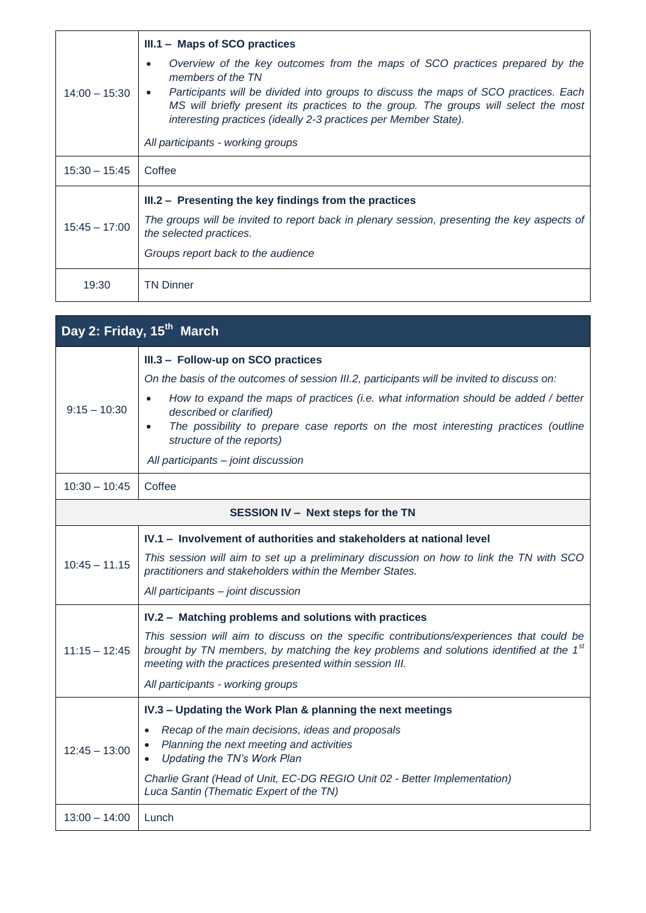| | |
|---|---|
| 14:00 – 15:30 | **III.1 – Maps of SCO practices**<br>• *Overview of the key outcomes from the maps of SCO practices prepared by the members of the TN*<br>• *Participants will be divided into groups to discuss the maps of SCO practices. Each MS will briefly present its practices to the group. The groups will select the most interesting practices (ideally 2-3 practices per Member State).*<br>*All participants - working groups* |
| 15:30 – 15:45 | Coffee |
| 15:45 – 17:00 | **III.2 – Presenting the key findings from the practices**<br>*The groups will be invited to report back in plenary session, presenting the key aspects of the selected practices.*<br>*Groups report back to the audience* |
| 19:30 | TN Dinner |

| **Day 2: Friday, 15th March** | |
|---|---|
| 9:15 – 10:30 | **III.3 – Follow-up on SCO practices**<br>*On the basis of the outcomes of session III.2, participants will be invited to discuss on:*<br>• *How to expand the maps of practices (i.e. what information should be added / better described or clarified)*<br>• *The possibility to prepare case reports on the most interesting practices (outline structure of the reports)*<br>*All participants – joint discussion* |
| 10:30 – 10:45 | Coffee |
| **SESSION IV – Next steps for the TN** | |
| 10:45 – 11.15 | **IV.1 – Involvement of authorities and stakeholders at national level**<br>*This session will aim to set up a preliminary discussion on how to link the TN with SCO practitioners and stakeholders within the Member States.*<br>*All participants – joint discussion* |
| 11:15 – 12:45 | **IV.2 – Matching problems and solutions with practices**<br>*This session will aim to discuss on the specific contributions/experiences that could be brought by TN members, by matching the key problems and solutions identified at the 1st meeting with the practices presented within session III.*<br>*All participants - working groups* |
| 12:45 – 13:00 | **IV.3 – Updating the Work Plan & planning the next meetings**<br>• *Recap of the main decisions, ideas and proposals*<br>• *Planning the next meeting and activities*<br>• *Updating the TN's Work Plan*<br>*Charlie Grant (Head of Unit, EC-DG REGIO Unit 02 - Better Implementation)*<br>*Luca Santin (Thematic Expert of the TN)* |
| 13:00 – 14:00 | Lunch |